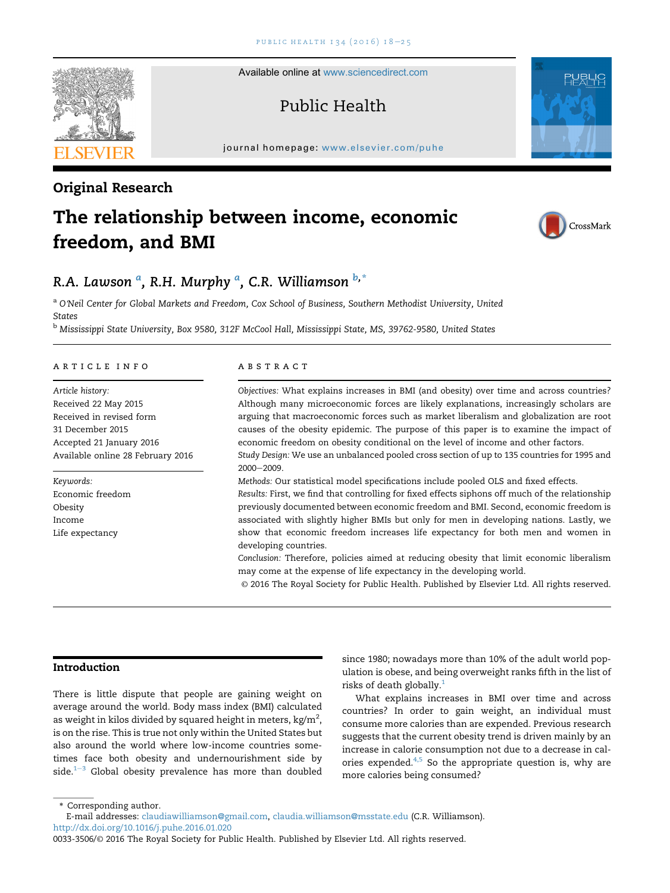Available online at www.sciencedirect.com

Public Health

journal homepage: www.elsevier.com/puhe

## Original Research

# The relationship between income, economic freedom, and BMI

R.A. Lawson [a], R.H. Murphy [a], C.R. Williamson [b,*]

[a] O'Neil Center for Global Markets and Freedom, Cox School of Business, Southern Methodist University, United States

[b] Mississippi State University, Box 9580, 312F McCool Hall, Mississippi State, MS, 39762-9580, United States

### ARTICLE INFO

*Article history:*
Received 22 May 2015
Received in revised form
31 December 2015
Accepted 21 January 2016
Available online 28 February 2016

*Keywords:*
Economic freedom
Obesity
Income
Life expectancy

### ABSTRACT

*Objectives:* What explains increases in BMI (and obesity) over time and across countries? Although many microeconomic forces are likely explanations, increasingly scholars are arguing that macroeconomic forces such as market liberalism and globalization are root causes of the obesity epidemic. The purpose of this paper is to examine the impact of economic freedom on obesity conditional on the level of income and other factors.

*Study Design:* We use an unbalanced pooled cross section of up to 135 countries for 1995 and 2000–2009.

*Methods:* Our statistical model specifications include pooled OLS and fixed effects.

*Results:* First, we find that controlling for fixed effects siphons off much of the relationship previously documented between economic freedom and BMI. Second, economic freedom is associated with slightly higher BMIs but only for men in developing nations. Lastly, we show that economic freedom increases life expectancy for both men and women in developing countries.

*Conclusion:* Therefore, policies aimed at reducing obesity that limit economic liberalism may come at the expense of life expectancy in the developing world.

© 2016 The Royal Society for Public Health. Published by Elsevier Ltd. All rights reserved.

## Introduction

There is little dispute that people are gaining weight on average around the world. Body mass index (BMI) calculated as weight in kilos divided by squared height in meters, $kg/m^2$, is on the rise. This is true not only within the United States but also around the world where low-income countries sometimes face both obesity and undernourishment side by side.[1–3] Global obesity prevalence has more than doubled since 1980; nowadays more than 10% of the adult world population is obese, and being overweight ranks fifth in the list of risks of death globally.[1]

What explains increases in BMI over time and across countries? In order to gain weight, an individual must consume more calories than are expended. Previous research suggests that the current obesity trend is driven mainly by an increase in calorie consumption not due to a decrease in calories expended.[4,5] So the appropriate question is, why are more calories being consumed?

\* Corresponding author.
E-mail addresses: claudiawilliamson@gmail.com, claudia.williamson@msstate.edu (C.R. Williamson).
http://dx.doi.org/10.1016/j.puhe.2016.01.020
0033-3506/© 2016 The Royal Society for Public Health. Published by Elsevier Ltd. All rights reserved.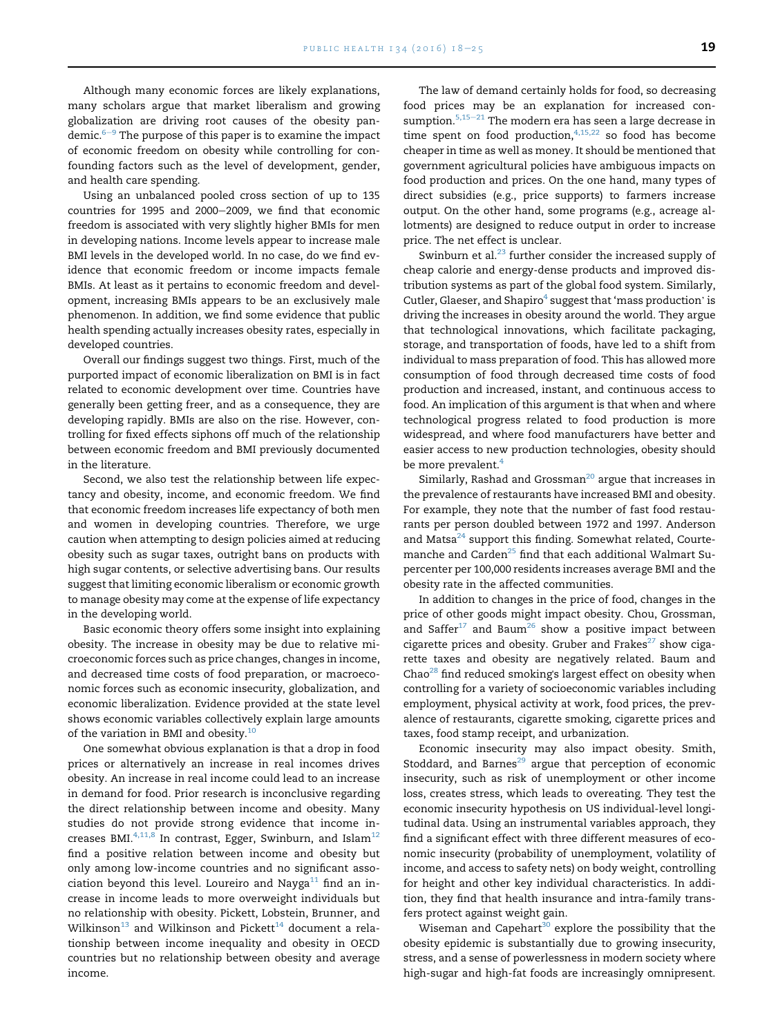Although many economic forces are likely explanations, many scholars argue that market liberalism and growing globalization are driving root causes of the obesity pandemic.[6–9] The purpose of this paper is to examine the impact of economic freedom on obesity while controlling for confounding factors such as the level of development, gender, and health care spending.

Using an unbalanced pooled cross section of up to 135 countries for 1995 and 2000–2009, we find that economic freedom is associated with very slightly higher BMIs for men in developing nations. Income levels appear to increase male BMI levels in the developed world. In no case, do we find evidence that economic freedom or income impacts female BMIs. At least as it pertains to economic freedom and development, increasing BMIs appears to be an exclusively male phenomenon. In addition, we find some evidence that public health spending actually increases obesity rates, especially in developed countries.

Overall our findings suggest two things. First, much of the purported impact of economic liberalization on BMI is in fact related to economic development over time. Countries have generally been getting freer, and as a consequence, they are developing rapidly. BMIs are also on the rise. However, controlling for fixed effects siphons off much of the relationship between economic freedom and BMI previously documented in the literature.

Second, we also test the relationship between life expectancy and obesity, income, and economic freedom. We find that economic freedom increases life expectancy of both men and women in developing countries. Therefore, we urge caution when attempting to design policies aimed at reducing obesity such as sugar taxes, outright bans on products with high sugar contents, or selective advertising bans. Our results suggest that limiting economic liberalism or economic growth to manage obesity may come at the expense of life expectancy in the developing world.

Basic economic theory offers some insight into explaining obesity. The increase in obesity may be due to relative microeconomic forces such as price changes, changes in income, and decreased time costs of food preparation, or macroeconomic forces such as economic insecurity, globalization, and economic liberalization. Evidence provided at the state level shows economic variables collectively explain large amounts of the variation in BMI and obesity.[10]

One somewhat obvious explanation is that a drop in food prices or alternatively an increase in real incomes drives obesity. An increase in real income could lead to an increase in demand for food. Prior research is inconclusive regarding the direct relationship between income and obesity. Many studies do not provide strong evidence that income increases BMI.[4,11,8] In contrast, Egger, Swinburn, and Islam[12] find a positive relation between income and obesity but only among low-income countries and no significant association beyond this level. Loureiro and Nayga[11] find an increase in income leads to more overweight individuals but no relationship with obesity. Pickett, Lobstein, Brunner, and Wilkinson[13] and Wilkinson and Pickett[14] document a relationship between income inequality and obesity in OECD countries but no relationship between obesity and average income.

The law of demand certainly holds for food, so decreasing food prices may be an explanation for increased consumption.[5,15–21] The modern era has seen a large decrease in time spent on food production,[4,15,22] so food has become cheaper in time as well as money. It should be mentioned that government agricultural policies have ambiguous impacts on food production and prices. On the one hand, many types of direct subsidies (e.g., price supports) to farmers increase output. On the other hand, some programs (e.g., acreage allotments) are designed to reduce output in order to increase price. The net effect is unclear.

Swinburn et al.[23] further consider the increased supply of cheap calorie and energy-dense products and improved distribution systems as part of the global food system. Similarly, Cutler, Glaeser, and Shapiro[4] suggest that 'mass production' is driving the increases in obesity around the world. They argue that technological innovations, which facilitate packaging, storage, and transportation of foods, have led to a shift from individual to mass preparation of food. This has allowed more consumption of food through decreased time costs of food production and increased, instant, and continuous access to food. An implication of this argument is that when and where technological progress related to food production is more widespread, and where food manufacturers have better and easier access to new production technologies, obesity should be more prevalent.[4]

Similarly, Rashad and Grossman[20] argue that increases in the prevalence of restaurants have increased BMI and obesity. For example, they note that the number of fast food restaurants per person doubled between 1972 and 1997. Anderson and Matsa[24] support this finding. Somewhat related, Courtemanche and Carden[25] find that each additional Walmart Supercenter per 100,000 residents increases average BMI and the obesity rate in the affected communities.

In addition to changes in the price of food, changes in the price of other goods might impact obesity. Chou, Grossman, and Saffer[17] and Baum[26] show a positive impact between cigarette prices and obesity. Gruber and Frakes[27] show cigarette taxes and obesity are negatively related. Baum and Chao[28] find reduced smoking's largest effect on obesity when controlling for a variety of socioeconomic variables including employment, physical activity at work, food prices, the prevalence of restaurants, cigarette smoking, cigarette prices and taxes, food stamp receipt, and urbanization.

Economic insecurity may also impact obesity. Smith, Stoddard, and Barnes[29] argue that perception of economic insecurity, such as risk of unemployment or other income loss, creates stress, which leads to overeating. They test the economic insecurity hypothesis on US individual-level longitudinal data. Using an instrumental variables approach, they find a significant effect with three different measures of economic insecurity (probability of unemployment, volatility of income, and access to safety nets) on body weight, controlling for height and other key individual characteristics. In addition, they find that health insurance and intra-family transfers protect against weight gain.

Wiseman and Capehart[30] explore the possibility that the obesity epidemic is substantially due to growing insecurity, stress, and a sense of powerlessness in modern society where high-sugar and high-fat foods are increasingly omnipresent.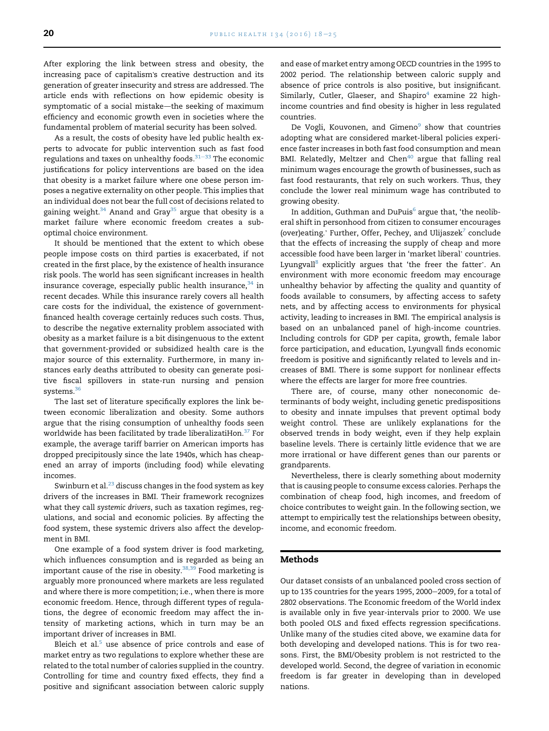After exploring the link between stress and obesity, the increasing pace of capitalism's creative destruction and its generation of greater insecurity and stress are addressed. The article ends with reflections on how epidemic obesity is symptomatic of a social mistake—the seeking of maximum efficiency and economic growth even in societies where the fundamental problem of material security has been solved.

As a result, the costs of obesity have led public health experts to advocate for public intervention such as fast food regulations and taxes on unhealthy foods.[31–33] The economic justifications for policy interventions are based on the idea that obesity is a market failure where one obese person imposes a negative externality on other people. This implies that an individual does not bear the full cost of decisions related to gaining weight.[34] Anand and Gray[35] argue that obesity is a market failure where economic freedom creates a suboptimal choice environment.

It should be mentioned that the extent to which obese people impose costs on third parties is exacerbated, if not created in the first place, by the existence of health insurance risk pools. The world has seen significant increases in health insurance coverage, especially public health insurance,[34] in recent decades. While this insurance rarely covers all health care costs for the individual, the existence of government-financed health coverage certainly reduces such costs. Thus, to describe the negative externality problem associated with obesity as a market failure is a bit disingenuous to the extent that government-provided or subsidized health care is the major source of this externality. Furthermore, in many instances early deaths attributed to obesity can generate positive fiscal spillovers in state-run nursing and pension systems.[36]

The last set of literature specifically explores the link between economic liberalization and obesity. Some authors argue that the rising consumption of unhealthy foods seen worldwide has been facilitated by trade liberalizatiHon.[37] For example, the average tariff barrier on American imports has dropped precipitously since the late 1940s, which has cheapened an array of imports (including food) while elevating incomes.

Swinburn et al.[23] discuss changes in the food system as key drivers of the increases in BMI. Their framework recognizes what they call *systemic drivers*, such as taxation regimes, regulations, and social and economic policies. By affecting the food system, these systemic drivers also affect the development in BMI.

One example of a food system driver is food marketing, which influences consumption and is regarded as being an important cause of the rise in obesity.[38,39] Food marketing is arguably more pronounced where markets are less regulated and where there is more competition; i.e., when there is more economic freedom. Hence, through different types of regulations, the degree of economic freedom may affect the intensity of marketing actions, which in turn may be an important driver of increases in BMI.

Bleich et al.[5] use absence of price controls and ease of market entry as two regulations to explore whether these are related to the total number of calories supplied in the country. Controlling for time and country fixed effects, they find a positive and significant association between caloric supply and ease of market entry among OECD countries in the 1995 to 2002 period. The relationship between caloric supply and absence of price controls is also positive, but insignificant. Similarly, Cutler, Glaeser, and Shapiro[4] examine 22 high-income countries and find obesity is higher in less regulated countries.

De Vogli, Kouvonen, and Gimeno[9] show that countries adopting what are considered market-liberal policies experience faster increases in both fast food consumption and mean BMI. Relatedly, Meltzer and Chen[40] argue that falling real minimum wages encourage the growth of businesses, such as fast food restaurants, that rely on such workers. Thus, they conclude the lower real minimum wage has contributed to growing obesity.

In addition, Guthman and DuPuis[6] argue that, 'the neoliberal shift in personhood from citizen to consumer encourages (over)eating.' Further, Offer, Pechey, and Ulijaszek[7] conclude that the effects of increasing the supply of cheap and more accessible food have been larger in 'market liberal' countries. Lyungvall[8] explicitly argues that 'the freer the fatter'. An environment with more economic freedom may encourage unhealthy behavior by affecting the quality and quantity of foods available to consumers, by affecting access to safety nets, and by affecting access to environments for physical activity, leading to increases in BMI. The empirical analysis is based on an unbalanced panel of high-income countries. Including controls for GDP per capita, growth, female labor force participation, and education, Lyungvall finds economic freedom is positive and significantly related to levels and increases of BMI. There is some support for nonlinear effects where the effects are larger for more free countries.

There are, of course, many other noneconomic determinants of body weight, including genetic predispositions to obesity and innate impulses that prevent optimal body weight control. These are unlikely explanations for the observed trends in body weight, even if they help explain baseline levels. There is certainly little evidence that we are more irrational or have different genes than our parents or grandparents.

Nevertheless, there is clearly something about modernity that is causing people to consume excess calories. Perhaps the combination of cheap food, high incomes, and freedom of choice contributes to weight gain. In the following section, we attempt to empirically test the relationships between obesity, income, and economic freedom.

## Methods

Our dataset consists of an unbalanced pooled cross section of up to 135 countries for the years 1995, 2000–2009, for a total of 2802 observations. The Economic freedom of the World index is available only in five year-intervals prior to 2000. We use both pooled OLS and fixed effects regression specifications. Unlike many of the studies cited above, we examine data for both developing and developed nations. This is for two reasons. First, the BMI/Obesity problem is not restricted to the developed world. Second, the degree of variation in economic freedom is far greater in developing than in developed nations.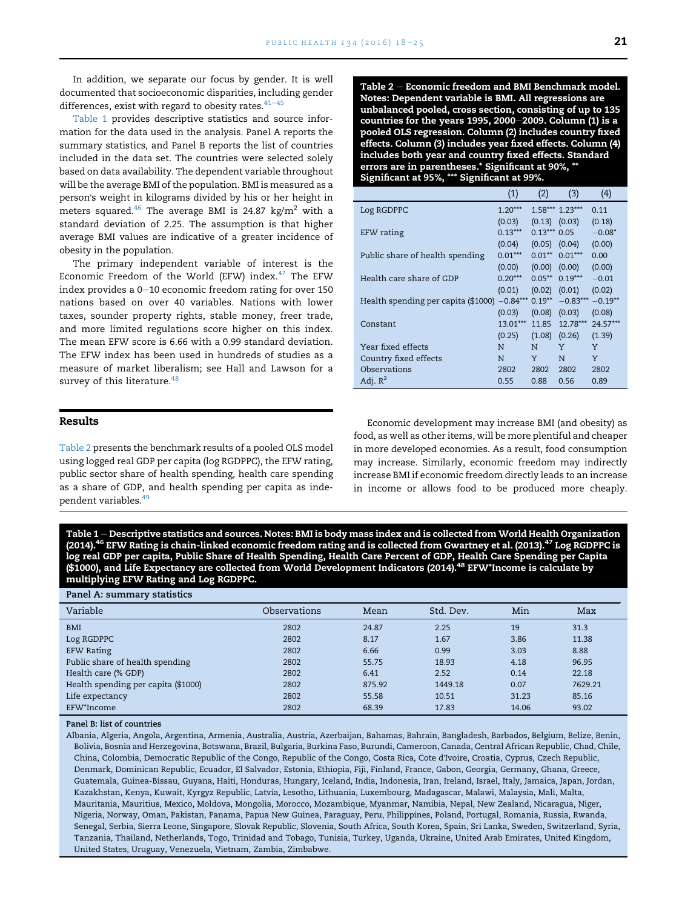In addition, we separate our focus by gender. It is well documented that socioeconomic disparities, including gender differences, exist with regard to obesity rates.[41–45]

Table 1 provides descriptive statistics and source information for the data used in the analysis. Panel A reports the summary statistics, and Panel B reports the list of countries included in the data set. The countries were selected solely based on data availability. The dependent variable throughout will be the average BMI of the population. BMI is measured as a person's weight in kilograms divided by his or her height in meters squared.[46] The average BMI is 24.87 kg/m$^2$ with a standard deviation of 2.25. The assumption is that higher average BMI values are indicative of a greater incidence of obesity in the population.

The primary independent variable of interest is the Economic Freedom of the World (EFW) index.[47] The EFW index provides a 0–10 economic freedom rating for over 150 nations based on over 40 variables. Nations with lower taxes, sounder property rights, stable money, freer trade, and more limited regulations score higher on this index. The mean EFW score is 6.66 with a 0.99 standard deviation. The EFW index has been used in hundreds of studies as a measure of market liberalism; see Hall and Lawson for a survey of this literature.[48]

**Table 2 – Economic freedom and BMI Benchmark model. Notes: Dependent variable is BMI. All regressions are unbalanced pooled, cross section, consisting of up to 135 countries for the years 1995, 2000–2009. Column (1) is a pooled OLS regression. Column (2) includes country fixed effects. Column (3) includes year fixed effects. Column (4) includes both year and country fixed effects. Standard errors are in parentheses.* Significant at 90%, ** Significant at 95%, *** Significant at 99%.**

| | (1) | (2) | (3) | (4) |
|---|---|---|---|---|
| Log RGDPPC | 1.20*** | 1.58*** | 1.23*** | 0.11 |
| | (0.03) | (0.13) | (0.03) | (0.18) |
| EFW rating | 0.13*** | 0.13*** | 0.05 | −0.08* |
| | (0.04) | (0.05) | (0.04) | (0.00) |
| Public share of health spending | 0.01*** | 0.01** | 0.01*** | 0.00 |
| | (0.00) | (0.00) | (0.00) | (0.00) |
| Health care share of GDP | 0.20*** | 0.05** | 0.19*** | −0.01 |
| | (0.01) | (0.02) | (0.01) | (0.02) |
| Health spending per capita ($1000) | −0.84*** | 0.19** | −0.83*** | −0.19** |
| | (0.03) | (0.08) | (0.03) | (0.08) |
| Constant | 13.01*** | 11.85 | 12.78*** | 24.57*** |
| | (0.25) | (1.08) | (0.26) | (1.39) |
| Year fixed effects | N | N | Y | Y |
| Country fixed effects | N | Y | N | Y |
| Observations | 2802 | 2802 | 2802 | 2802 |
| Adj. $R^2$ | 0.55 | 0.88 | 0.56 | 0.89 |

## Results

Table 2 presents the benchmark results of a pooled OLS model using logged real GDP per capita (log RGDPPC), the EFW rating, public sector share of health spending, health care spending as a share of GDP, and health spending per capita as independent variables.[49]

Economic development may increase BMI (and obesity) as food, as well as other items, will be more plentiful and cheaper in more developed economies. As a result, food consumption may increase. Similarly, economic freedom may indirectly increase BMI if economic freedom directly leads to an increase in income or allows food to be produced more cheaply.

**Table 1 – Descriptive statistics and sources. Notes: BMI is body mass index and is collected from World Health Organization (2014).[46] EFW Rating is chain-linked economic freedom rating and is collected from Gwartney et al. (2013).[47] Log RGDPPC is log real GDP per capita, Public Share of Health Spending, Health Care Percent of GDP, Health Care Spending per Capita ($1000), and Life Expectancy are collected from World Development Indicators (2014).[48] EFW*Income is calculate by multiplying EFW Rating and Log RGDPPC.**

Panel A: summary statistics

| Variable | Observations | Mean | Std. Dev. | Min | Max |
|---|---|---|---|---|---|
| BMI | 2802 | 24.87 | 2.25 | 19 | 31.3 |
| Log RGDPPC | 2802 | 8.17 | 1.67 | 3.86 | 11.38 |
| EFW Rating | 2802 | 6.66 | 0.99 | 3.03 | 8.88 |
| Public share of health spending | 2802 | 55.75 | 18.93 | 4.18 | 96.95 |
| Health care (% GDP) | 2802 | 6.41 | 2.52 | 0.14 | 22.18 |
| Health spending per capita ($1000) | 2802 | 875.92 | 1449.18 | 0.07 | 7629.21 |
| Life expectancy | 2802 | 55.58 | 10.51 | 31.23 | 85.16 |
| EFW*Income | 2802 | 68.39 | 17.83 | 14.06 | 93.02 |

Panel B: list of countries

Albania, Algeria, Angola, Argentina, Armenia, Australia, Austria, Azerbaijan, Bahamas, Bahrain, Bangladesh, Barbados, Belgium, Belize, Benin, Bolivia, Bosnia and Herzegovina, Botswana, Brazil, Bulgaria, Burkina Faso, Burundi, Cameroon, Canada, Central African Republic, Chad, Chile, China, Colombia, Democratic Republic of the Congo, Republic of the Congo, Costa Rica, Cote d'Ivoire, Croatia, Cyprus, Czech Republic, Denmark, Dominican Republic, Ecuador, El Salvador, Estonia, Ethiopia, Fiji, Finland, France, Gabon, Georgia, Germany, Ghana, Greece, Guatemala, Guinea-Bissau, Guyana, Haiti, Honduras, Hungary, Iceland, India, Indonesia, Iran, Ireland, Israel, Italy, Jamaica, Japan, Jordan, Kazakhstan, Kenya, Kuwait, Kyrgyz Republic, Latvia, Lesotho, Lithuania, Luxembourg, Madagascar, Malawi, Malaysia, Mali, Malta, Mauritania, Mauritius, Mexico, Moldova, Mongolia, Morocco, Mozambique, Myanmar, Namibia, Nepal, New Zealand, Nicaragua, Niger, Nigeria, Norway, Oman, Pakistan, Panama, Papua New Guinea, Paraguay, Peru, Philippines, Poland, Portugal, Romania, Russia, Rwanda, Senegal, Serbia, Sierra Leone, Singapore, Slovak Republic, Slovenia, South Africa, South Korea, Spain, Sri Lanka, Sweden, Switzerland, Syria, Tanzania, Thailand, Netherlands, Togo, Trinidad and Tobago, Tunisia, Turkey, Uganda, Ukraine, United Arab Emirates, United Kingdom, United States, Uruguay, Venezuela, Vietnam, Zambia, Zimbabwe.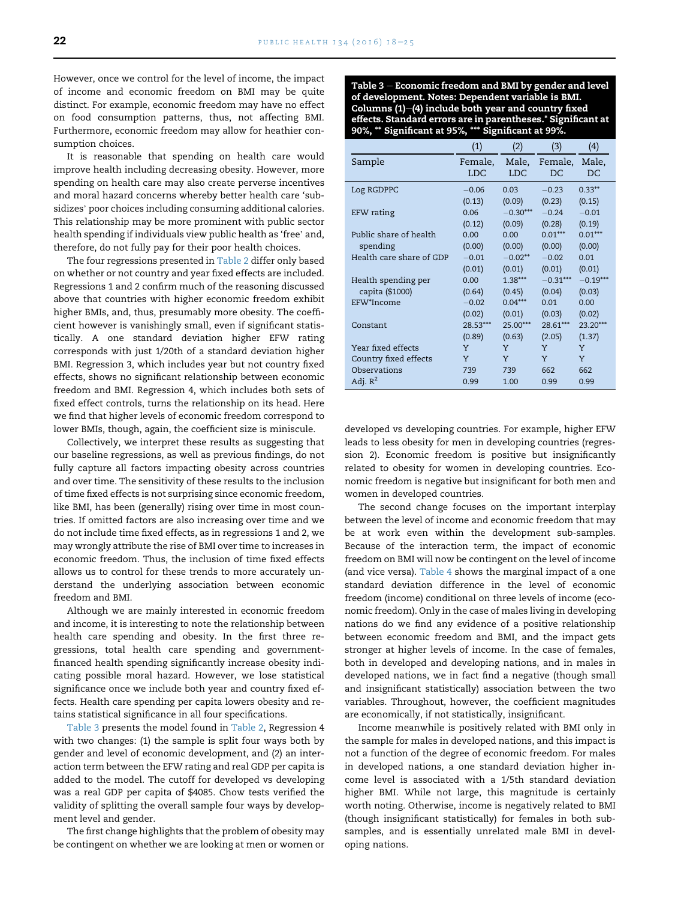However, once we control for the level of income, the impact of income and economic freedom on BMI may be quite distinct. For example, economic freedom may have no effect on food consumption patterns, thus, not affecting BMI. Furthermore, economic freedom may allow for heathier consumption choices.

It is reasonable that spending on health care would improve health including decreasing obesity. However, more spending on health care may also create perverse incentives and moral hazard concerns whereby better health care 'subsidizes' poor choices including consuming additional calories. This relationship may be more prominent with public sector health spending if individuals view public health as 'free' and, therefore, do not fully pay for their poor health choices.

The four regressions presented in Table 2 differ only based on whether or not country and year fixed effects are included. Regressions 1 and 2 confirm much of the reasoning discussed above that countries with higher economic freedom exhibit higher BMIs, and, thus, presumably more obesity. The coefficient however is vanishingly small, even if significant statistically. A one standard deviation higher EFW rating corresponds with just 1/20th of a standard deviation higher BMI. Regression 3, which includes year but not country fixed effects, shows no significant relationship between economic freedom and BMI. Regression 4, which includes both sets of fixed effect controls, turns the relationship on its head. Here we find that higher levels of economic freedom correspond to lower BMIs, though, again, the coefficient size is miniscule.

Collectively, we interpret these results as suggesting that our baseline regressions, as well as previous findings, do not fully capture all factors impacting obesity across countries and over time. The sensitivity of these results to the inclusion of time fixed effects is not surprising since economic freedom, like BMI, has been (generally) rising over time in most countries. If omitted factors are also increasing over time and we do not include time fixed effects, as in regressions 1 and 2, we may wrongly attribute the rise of BMI over time to increases in economic freedom. Thus, the inclusion of time fixed effects allows us to control for these trends to more accurately understand the underlying association between economic freedom and BMI.

Although we are mainly interested in economic freedom and income, it is interesting to note the relationship between health care spending and obesity. In the first three regressions, total health care spending and government-financed health spending significantly increase obesity indicating possible moral hazard. However, we lose statistical significance once we include both year and country fixed effects. Health care spending per capita lowers obesity and retains statistical significance in all four specifications.

Table 3 presents the model found in Table 2, Regression 4 with two changes: (1) the sample is split four ways both by gender and level of economic development, and (2) an interaction term between the EFW rating and real GDP per capita is added to the model. The cutoff for developed vs developing was a real GDP per capita of $4085. Chow tests verified the validity of splitting the overall sample four ways by development level and gender.

The first change highlights that the problem of obesity may be contingent on whether we are looking at men or women or developed vs developing countries. For example, higher EFW leads to less obesity for men in developing countries (regression 2). Economic freedom is positive but insignificantly related to obesity for women in developing countries. Economic freedom is negative but insignificant for both men and women in developed countries.

**Table 3 – Economic freedom and BMI by gender and level of development. Notes: Dependent variable is BMI. Columns (1)–(4) include both year and country fixed effects. Standard errors are in parentheses.* Significant at 90%, ** Significant at 95%, *** Significant at 99%.**

| | (1) | (2) | (3) | (4) |
|---|---|---|---|---|
| Sample | Female, LDC | Male, LDC | Female, DC | Male, DC |
| Log RGDPPC | −0.06 | 0.03 | −0.23 | 0.33** |
| | (0.13) | (0.09) | (0.23) | (0.15) |
| EFW rating | 0.06 | −0.30*** | −0.24 | −0.01 |
| | (0.12) | (0.09) | (0.28) | (0.19) |
| Public share of health spending | 0.00 | 0.00 | 0.01*** | 0.01*** |
| | (0.00) | (0.00) | (0.00) | (0.00) |
| Health care share of GDP | −0.01 | −0.02** | −0.02 | 0.01 |
| | (0.01) | (0.01) | (0.01) | (0.01) |
| Health spending per capita ($1000) | 0.00 | 1.38*** | −0.31*** | −0.19*** |
| | (0.64) | (0.45) | (0.04) | (0.03) |
| EFW*Income | −0.02 | 0.04*** | 0.01 | 0.00 |
| | (0.02) | (0.01) | (0.03) | (0.02) |
| Constant | 28.53*** | 25.00*** | 28.61*** | 23.20*** |
| | (0.89) | (0.63) | (2.05) | (1.37) |
| Year fixed effects | Y | Y | Y | Y |
| Country fixed effects | Y | Y | Y | Y |
| Observations | 739 | 739 | 662 | 662 |
| Adj. $R^2$ | 0.99 | 1.00 | 0.99 | 0.99 |

The second change focuses on the important interplay between the level of income and economic freedom that may be at work even within the development sub-samples. Because of the interaction term, the impact of economic freedom on BMI will now be contingent on the level of income (and vice versa). Table 4 shows the marginal impact of a one standard deviation difference in the level of economic freedom (income) conditional on three levels of income (economic freedom). Only in the case of males living in developing nations do we find any evidence of a positive relationship between economic freedom and BMI, and the impact gets stronger at higher levels of income. In the case of females, both in developed and developing nations, and in males in developed nations, we in fact find a negative (though small and insignificant statistically) association between the two variables. Throughout, however, the coefficient magnitudes are economically, if not statistically, insignificant.

Income meanwhile is positively related with BMI only in the sample for males in developed nations, and this impact is not a function of the degree of economic freedom. For males in developed nations, a one standard deviation higher income level is associated with a 1/5th standard deviation higher BMI. While not large, this magnitude is certainly worth noting. Otherwise, income is negatively related to BMI (though insignificant statistically) for females in both subsamples, and is essentially unrelated male BMI in developing nations.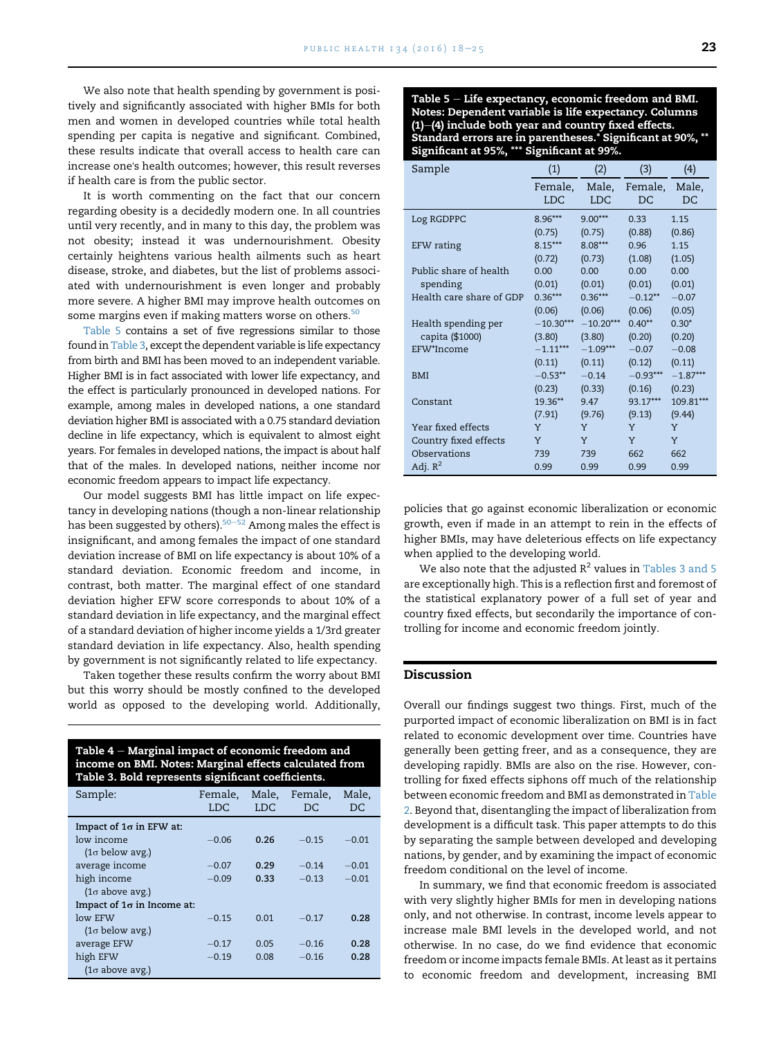We also note that health spending by government is positively and significantly associated with higher BMIs for both men and women in developed countries while total health spending per capita is negative and significant. Combined, these results indicate that overall access to health care can increase one's health outcomes; however, this result reverses if health care is from the public sector.

It is worth commenting on the fact that our concern regarding obesity is a decidedly modern one. In all countries until very recently, and in many to this day, the problem was not obesity; instead it was undernourishment. Obesity certainly heightens various health ailments such as heart disease, stroke, and diabetes, but the list of problems associated with undernourishment is even longer and probably more severe. A higher BMI may improve health outcomes on some margins even if making matters worse on others.[50]

Table 5 contains a set of five regressions similar to those found in Table 3, except the dependent variable is life expectancy from birth and BMI has been moved to an independent variable. Higher BMI is in fact associated with lower life expectancy, and the effect is particularly pronounced in developed nations. For example, among males in developed nations, a one standard deviation higher BMI is associated with a 0.75 standard deviation decline in life expectancy, which is equivalent to almost eight years. For females in developed nations, the impact is about half that of the males. In developed nations, neither income nor economic freedom appears to impact life expectancy.

Our model suggests BMI has little impact on life expectancy in developing nations (though a non-linear relationship has been suggested by others).[50–52] Among males the effect is insignificant, and among females the impact of one standard deviation increase of BMI on life expectancy is about 10% of a standard deviation. Economic freedom and income, in contrast, both matter. The marginal effect of one standard deviation higher EFW score corresponds to about 10% of a standard deviation in life expectancy, and the marginal effect of a standard deviation of higher income yields a 1/3rd greater standard deviation in life expectancy. Also, health spending by government is not significantly related to life expectancy.

Taken together these results confirm the worry about BMI but this worry should be mostly confined to the developed world as opposed to the developing world. Additionally, policies that go against economic liberalization or economic growth, even if made in an attempt to rein in the effects of higher BMIs, may have deleterious effects on life expectancy when applied to the developing world.

We also note that the adjusted $R^2$ values in Tables 3 and 5 are exceptionally high. This is a reflection first and foremost of the statistical explanatory power of a full set of year and country fixed effects, but secondarily the importance of controlling for income and economic freedom jointly.

**Table 4 – Marginal impact of economic freedom and income on BMI. Notes: Marginal effects calculated from Table 3. Bold represents significant coefficients.**

| Sample: | Female, LDC | Male, LDC | Female, DC | Male, DC |
|---|---|---|---|---|
| **Impact of 1σ in EFW at:** | | | | |
| low income (1σ below avg.) | −0.06 | **0.26** | −0.15 | −0.01 |
| average income | −0.07 | **0.29** | −0.14 | −0.01 |
| high income (1σ above avg.) | −0.09 | **0.33** | −0.13 | −0.01 |
| **Impact of 1σ in Income at:** | | | | |
| low EFW (1σ below avg.) | −0.15 | 0.01 | −0.17 | **0.28** |
| average EFW | −0.17 | 0.05 | −0.16 | **0.28** |
| high EFW (1σ above avg.) | −0.19 | 0.08 | −0.16 | **0.28** |

**Table 5 – Life expectancy, economic freedom and BMI. Notes: Dependent variable is life expectancy. Columns (1)–(4) include both year and country fixed effects. Standard errors are in parentheses.* Significant at 90%, ** Significant at 95%, *** Significant at 99%.**

| Sample | (1) Female, LDC | (2) Male, LDC | (3) Female, DC | (4) Male, DC |
|---|---|---|---|---|
| Log RGDPPC | 8.96*** | 9.00*** | 0.33 | 1.15 |
| | (0.75) | (0.75) | (0.88) | (0.86) |
| EFW rating | 8.15*** | 8.08*** | 0.96 | 1.15 |
| | (0.72) | (0.73) | (1.08) | (1.05) |
| Public share of health spending | 0.00 | 0.00 | 0.00 | 0.00 |
| | (0.01) | (0.01) | (0.01) | (0.01) |
| Health care share of GDP | 0.36*** | 0.36*** | −0.12** | −0.07 |
| | (0.06) | (0.06) | (0.06) | (0.05) |
| Health spending per capita ($1000) | −10.30*** | −10.20*** | 0.40** | 0.30* |
| | (3.80) | (3.80) | (0.20) | (0.20) |
| EFW*Income | −1.11*** | −1.09*** | −0.07 | −0.08 |
| | (0.11) | (0.11) | (0.12) | (0.11) |
| BMI | −0.53** | −0.14 | −0.93*** | −1.87*** |
| | (0.23) | (0.33) | (0.16) | (0.23) |
| Constant | 19.36** | 9.47 | 93.17*** | 109.81*** |
| | (7.91) | (9.76) | (9.13) | (9.44) |
| Year fixed effects | Y | Y | Y | Y |
| Country fixed effects | Y | Y | Y | Y |
| Observations | 739 | 739 | 662 | 662 |
| Adj. $R^2$ | 0.99 | 0.99 | 0.99 | 0.99 |

## Discussion

Overall our findings suggest two things. First, much of the purported impact of economic liberalization on BMI is in fact related to economic development over time. Countries have generally been getting freer, and as a consequence, they are developing rapidly. BMIs are also on the rise. However, controlling for fixed effects siphons off much of the relationship between economic freedom and BMI as demonstrated in Table 2. Beyond that, disentangling the impact of liberalization from development is a difficult task. This paper attempts to do this by separating the sample between developed and developing nations, by gender, and by examining the impact of economic freedom conditional on the level of income.

In summary, we find that economic freedom is associated with very slightly higher BMIs for men in developing nations only, and not otherwise. In contrast, income levels appear to increase male BMI levels in the developed world, and not otherwise. In no case, do we find evidence that economic freedom or income impacts female BMIs. At least as it pertains to economic freedom and development, increasing BMI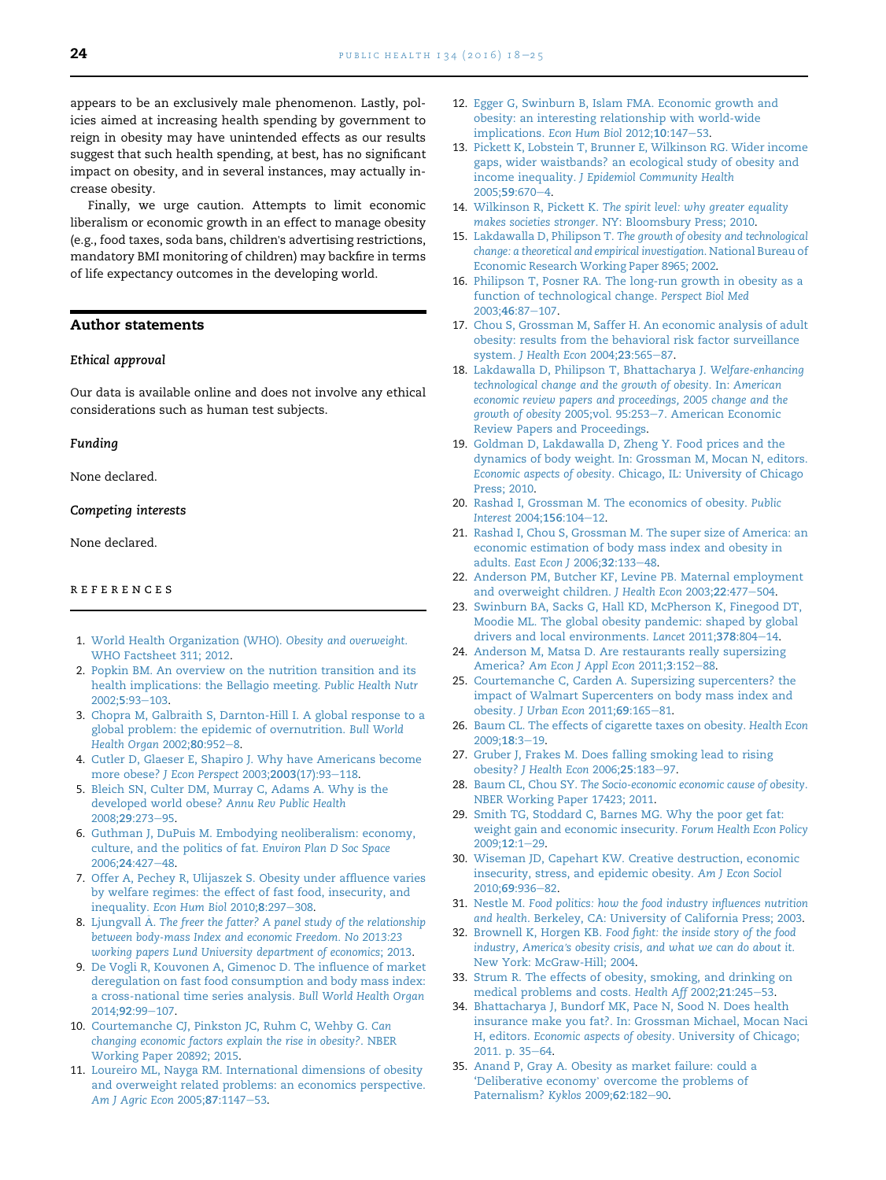appears to be an exclusively male phenomenon. Lastly, policies aimed at increasing health spending by government to reign in obesity may have unintended effects as our results suggest that such health spending, at best, has no significant impact on obesity, and in several instances, may actually increase obesity.

Finally, we urge caution. Attempts to limit economic liberalism or economic growth in an effect to manage obesity (e.g., food taxes, soda bans, children's advertising restrictions, mandatory BMI monitoring of children) may backfire in terms of life expectancy outcomes in the developing world.

## Author statements

### *Ethical approval*

Our data is available online and does not involve any ethical considerations such as human test subjects.

### *Funding*

None declared.

### *Competing interests*

None declared.

## REFERENCES

1. World Health Organization (WHO). *Obesity and overweight*. WHO Factsheet 311; 2012.
2. Popkin BM. An overview on the nutrition transition and its health implications: the Bellagio meeting. *Public Health Nutr* 2002;**5**:93–103.
3. Chopra M, Galbraith S, Darnton-Hill I. A global response to a global problem: the epidemic of overnutrition. *Bull World Health Organ* 2002;**80**:952–8.
4. Cutler D, Glaeser E, Shapiro J. Why have Americans become more obese? *J Econ Perspect* 2003;**2003**(17):93–118.
5. Bleich SN, Culter DM, Murray C, Adams A. Why is the developed world obese? *Annu Rev Public Health* 2008;**29**:273–95.
6. Guthman J, DuPuis M. Embodying neoliberalism: economy, culture, and the politics of fat. *Environ Plan D Soc Space* 2006;**24**:427–48.
7. Offer A, Pechey R, Ulijaszek S. Obesity under affluence varies by welfare regimes: the effect of fast food, insecurity, and inequality. *Econ Hum Biol* 2010;**8**:297–308.
8. Ljungvall A. *The freer the fatter? A panel study of the relationship between body-mass Index and economic Freedom. No 2013:23 working papers Lund University department of economics*; 2013.
9. De Vogli R, Kouvonen A, Gimenoc D. The influence of market deregulation on fast food consumption and body mass index: a cross-national time series analysis. *Bull World Health Organ* 2014;**92**:99–107.
10. Courtemanche CJ, Pinkston JC, Ruhm C, Wehby G. *Can changing economic factors explain the rise in obesity?*. NBER Working Paper 20892; 2015.
11. Loureiro ML, Nayga RM. International dimensions of obesity and overweight related problems: an economics perspective. *Am J Agric Econ* 2005;**87**:1147–53.
12. Egger G, Swinburn B, Islam FMA. Economic growth and obesity: an interesting relationship with world-wide implications. *Econ Hum Biol* 2012;**10**:147–53.
13. Pickett K, Lobstein T, Brunner E, Wilkinson RG. Wider income gaps, wider waistbands? an ecological study of obesity and income inequality. *J Epidemiol Community Health* 2005;**59**:670–4.
14. Wilkinson R, Pickett K. *The spirit level: why greater equality makes societies stronger*. NY: Bloomsbury Press; 2010.
15. Lakdawalla D, Philipson T. *The growth of obesity and technological change: a theoretical and empirical investigation*. National Bureau of Economic Research Working Paper 8965; 2002.
16. Philipson T, Posner RA. The long-run growth in obesity as a function of technological change. *Perspect Biol Med* 2003;**46**:87–107.
17. Chou S, Grossman M, Saffer H. An economic analysis of adult obesity: results from the behavioral risk factor surveillance system. *J Health Econ* 2004;**23**:565–87.
18. Lakdawalla D, Philipson T, Bhattacharya J. *Welfare-enhancing technological change and the growth of obesity*. In: *American economic review papers and proceedings, 2005 change and the growth of obesity* 2005;vol. 95:253–7. American Economic Review Papers and Proceedings.
19. Goldman D, Lakdawalla D, Zheng Y. Food prices and the dynamics of body weight. In: Grossman M, Mocan N, editors. *Economic aspects of obesity*. Chicago, IL: University of Chicago Press; 2010.
20. Rashad I, Grossman M. The economics of obesity. *Public Interest* 2004;**156**:104–12.
21. Rashad I, Chou S, Grossman M. The super size of America: an economic estimation of body mass index and obesity in adults. *East Econ J* 2006;**32**:133–48.
22. Anderson PM, Butcher KF, Levine PB. Maternal employment and overweight children. *J Health Econ* 2003;**22**:477–504.
23. Swinburn BA, Sacks G, Hall KD, McPherson K, Finegood DT, Moodie ML. The global obesity pandemic: shaped by global drivers and local environments. *Lancet* 2011;**378**:804–14.
24. Anderson M, Matsa D. Are restaurants really supersizing America? *Am Econ J Appl Econ* 2011;**3**:152–88.
25. Courtemanche C, Carden A. Supersizing supercenters? the impact of Walmart Supercenters on body mass index and obesity. *J Urban Econ* 2011;**69**:165–81.
26. Baum CL. The effects of cigarette taxes on obesity. *Health Econ* 2009;**18**:3–19.
27. Gruber J, Frakes M. Does falling smoking lead to rising obesity? *J Health Econ* 2006;**25**:183–97.
28. Baum CL, Chou SY. *The Socio-economic economic cause of obesity*. NBER Working Paper 17423; 2011.
29. Smith TG, Stoddard C, Barnes MG. Why the poor get fat: weight gain and economic insecurity. *Forum Health Econ Policy* 2009;**12**:1–29.
30. Wiseman JD, Capehart KW. Creative destruction, economic insecurity, stress, and epidemic obesity. *Am J Econ Sociol* 2010;**69**:936–82.
31. Nestle M. *Food politics: how the food industry influences nutrition and health*. Berkeley, CA: University of California Press; 2003.
32. Brownell K, Horgen KB. *Food fight: the inside story of the food industry, America's obesity crisis, and what we can do about it*. New York: McGraw-Hill; 2004.
33. Strum R. The effects of obesity, smoking, and drinking on medical problems and costs. *Health Aff* 2002;**21**:245–53.
34. Bhattacharya J, Bundorf MK, Pace N, Sood N. Does health insurance make you fat?. In: Grossman Michael, Mocan Naci H, editors. *Economic aspects of obesity*. University of Chicago; 2011. p. 35–64.
35. Anand P, Gray A. Obesity as market failure: could a 'Deliberative economy' overcome the problems of Paternalism? *Kyklos* 2009;**62**:182–90.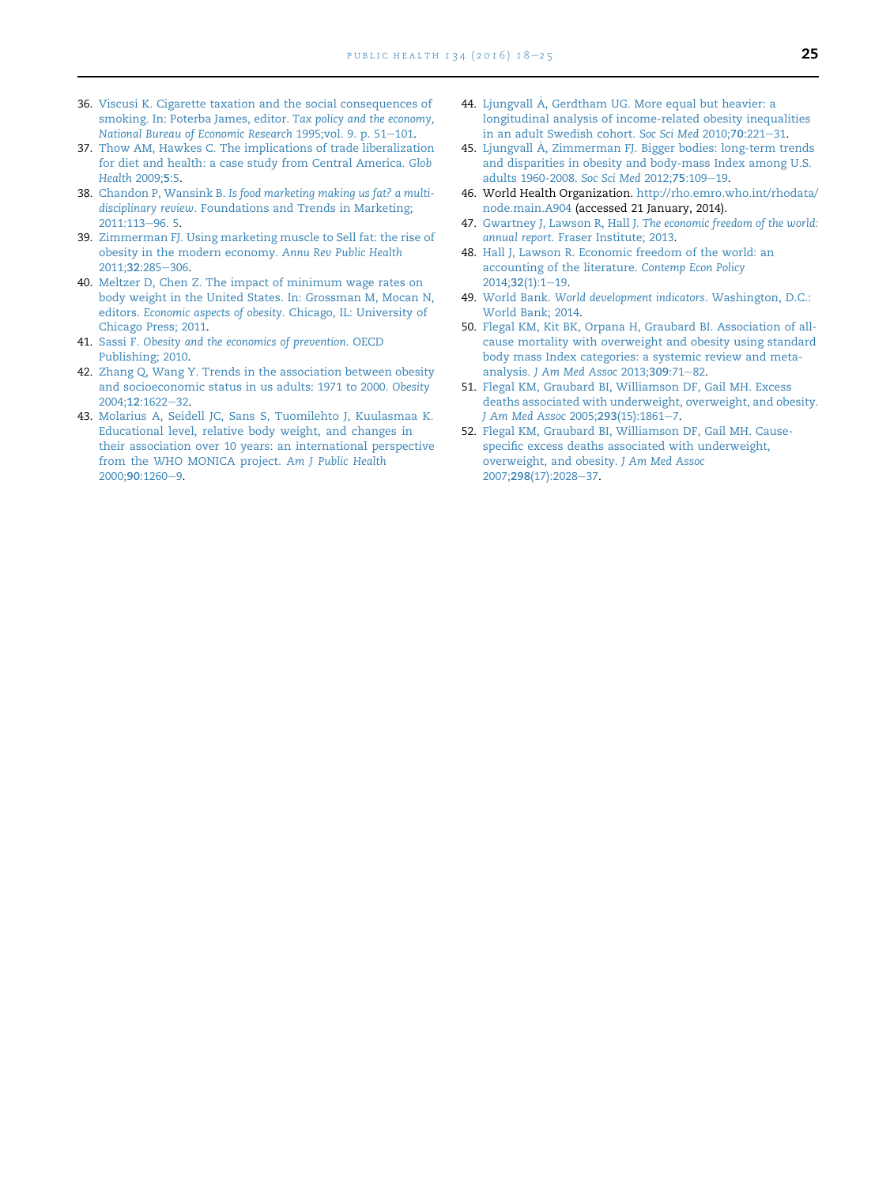36. Viscusi K. Cigarette taxation and the social consequences of smoking. In: Poterba James, editor. *Tax policy and the economy, National Bureau of Economic Research* 1995;vol. 9. p. 51–101.
37. Thow AM, Hawkes C. The implications of trade liberalization for diet and health: a case study from Central America. *Glob Health* 2009;**5**:5.
38. Chandon P, Wansink B. *Is food marketing making us fat? a multi-disciplinary review*. Foundations and Trends in Marketing; 2011:113–96. 5.
39. Zimmerman FJ. Using marketing muscle to Sell fat: the rise of obesity in the modern economy. *Annu Rev Public Health* 2011;**32**:285–306.
40. Meltzer D, Chen Z. The impact of minimum wage rates on body weight in the United States. In: Grossman M, Mocan N, editors. *Economic aspects of obesity*. Chicago, IL: University of Chicago Press; 2011.
41. Sassi F. *Obesity and the economics of prevention*. OECD Publishing; 2010.
42. Zhang Q, Wang Y. Trends in the association between obesity and socioeconomic status in us adults: 1971 to 2000. *Obesity* 2004;**12**:1622–32.
43. Molarius A, Seidell JC, Sans S, Tuomilehto J, Kuulasmaa K. Educational level, relative body weight, and changes in their association over 10 years: an international perspective from the WHO MONICA project. *Am J Public Health* 2000;**90**:1260–9.
44. Ljungvall Å, Gerdtham UG. More equal but heavier: a longitudinal analysis of income-related obesity inequalities in an adult Swedish cohort. *Soc Sci Med* 2010;**70**:221–31.
45. Ljungvall Å, Zimmerman FJ. Bigger bodies: long-term trends and disparities in obesity and body-mass Index among U.S. adults 1960-2008. *Soc Sci Med* 2012;**75**:109–19.
46. World Health Organization. http://rho.emro.who.int/rhodata/node.main.A904 (accessed 21 January, 2014).
47. Gwartney J, Lawson R, Hall J. *The economic freedom of the world: annual report*. Fraser Institute; 2013.
48. Hall J, Lawson R. Economic freedom of the world: an accounting of the literature. *Contemp Econ Policy* 2014;**32**(1):1–19.
49. World Bank. *World development indicators*. Washington, D.C.: World Bank; 2014.
50. Flegal KM, Kit BK, Orpana H, Graubard BI. Association of all-cause mortality with overweight and obesity using standard body mass Index categories: a systemic review and meta-analysis. *J Am Med Assoc* 2013;**309**:71–82.
51. Flegal KM, Graubard BI, Williamson DF, Gail MH. Excess deaths associated with underweight, overweight, and obesity. *J Am Med Assoc* 2005;**293**(15):1861–7.
52. Flegal KM, Graubard BI, Williamson DF, Gail MH. Cause-specific excess deaths associated with underweight, overweight, and obesity. *J Am Med Assoc* 2007;**298**(17):2028–37.